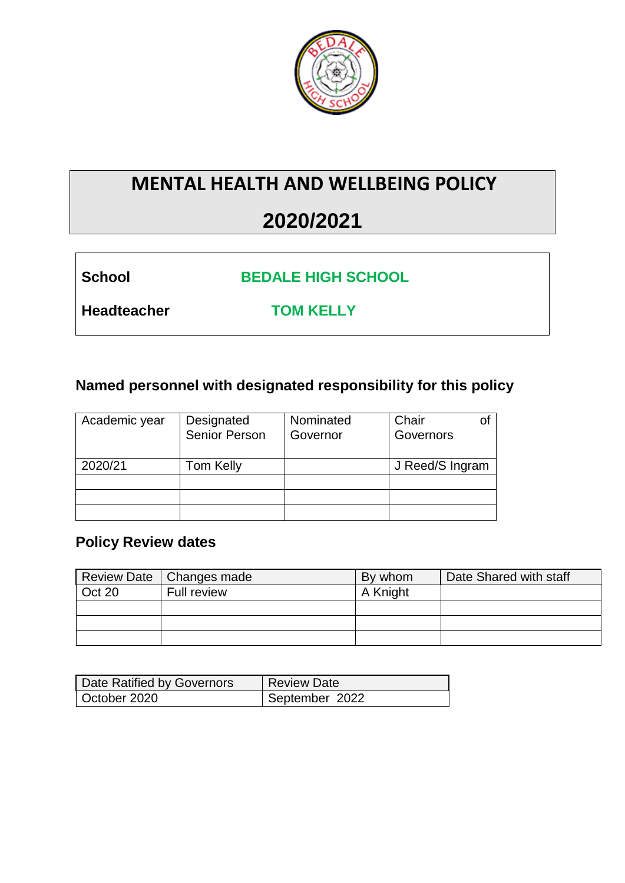# MENTAL HEALTH AND WELLBEING POLICY

# 2020/2021

| | |
|---|---|
| **School** | **BEDALE HIGH SCHOOL** |
| **Headteacher** | **TOM KELLY** |

### Named personnel with designated responsibility for this policy

| Academic year | Designated Senior Person | Nominated Governor | Chair of Governors |
|---|---|---|---|
| 2020/21 | Tom Kelly | | J Reed/S Ingram |
| | | | |
| | | | |
| | | | |

### Policy Review dates

| Review Date | Changes made | By whom | Date Shared with staff |
|---|---|---|---|
| Oct 20 | Full review | A Knight | |
| | | | |
| | | | |
| | | | |

| Date Ratified by Governors | Review Date |
|---|---|
| October 2020 | September 2022 |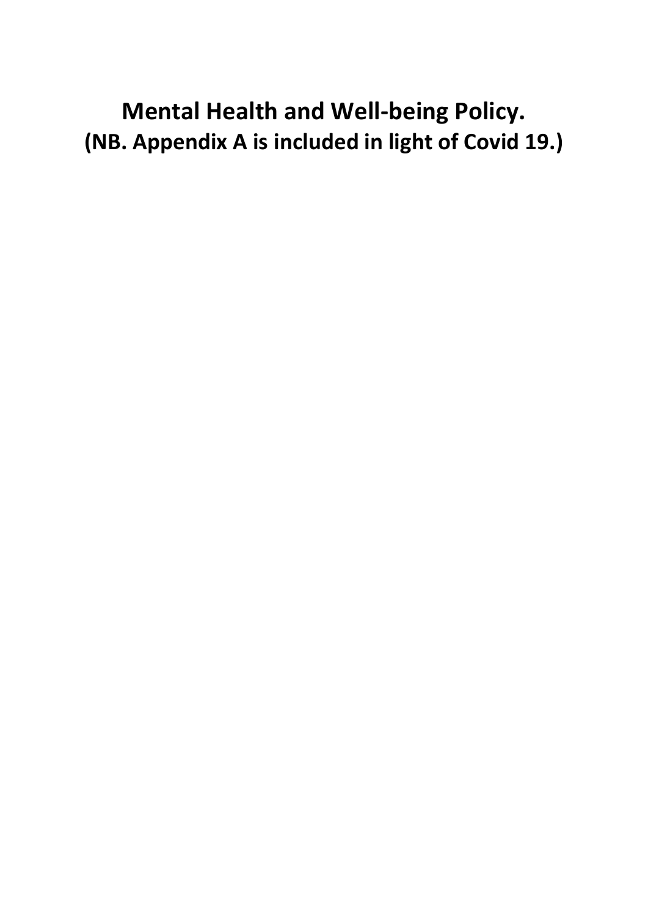# Mental Health and Well-being Policy.

## (NB. Appendix A is included in light of Covid 19.)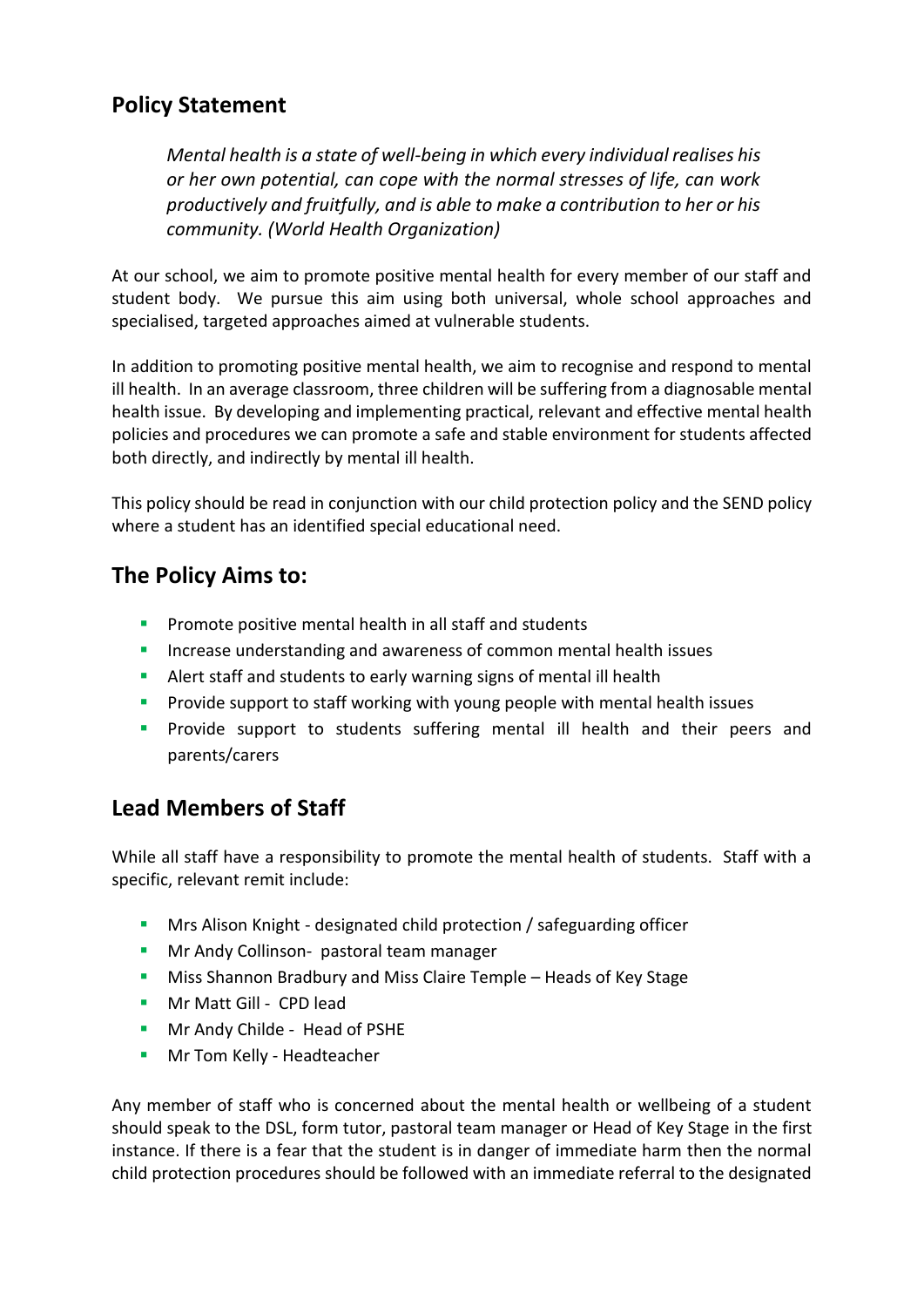## Policy Statement

> *Mental health is a state of well-being in which every individual realises his or her own potential, can cope with the normal stresses of life, can work productively and fruitfully, and is able to make a contribution to her or his community. (World Health Organization)*

At our school, we aim to promote positive mental health for every member of our staff and student body. We pursue this aim using both universal, whole school approaches and specialised, targeted approaches aimed at vulnerable students.

In addition to promoting positive mental health, we aim to recognise and respond to mental ill health. In an average classroom, three children will be suffering from a diagnosable mental health issue. By developing and implementing practical, relevant and effective mental health policies and procedures we can promote a safe and stable environment for students affected both directly, and indirectly by mental ill health.

This policy should be read in conjunction with our child protection policy and the SEND policy where a student has an identified special educational need.

## The Policy Aims to:

- Promote positive mental health in all staff and students
- Increase understanding and awareness of common mental health issues
- Alert staff and students to early warning signs of mental ill health
- Provide support to staff working with young people with mental health issues
- Provide support to students suffering mental ill health and their peers and parents/carers

## Lead Members of Staff

While all staff have a responsibility to promote the mental health of students. Staff with a specific, relevant remit include:

- Mrs Alison Knight - designated child protection / safeguarding officer
- Mr Andy Collinson- pastoral team manager
- Miss Shannon Bradbury and Miss Claire Temple – Heads of Key Stage
- Mr Matt Gill - CPD lead
- Mr Andy Childe - Head of PSHE
- Mr Tom Kelly - Headteacher

Any member of staff who is concerned about the mental health or wellbeing of a student should speak to the DSL, form tutor, pastoral team manager or Head of Key Stage in the first instance. If there is a fear that the student is in danger of immediate harm then the normal child protection procedures should be followed with an immediate referral to the designated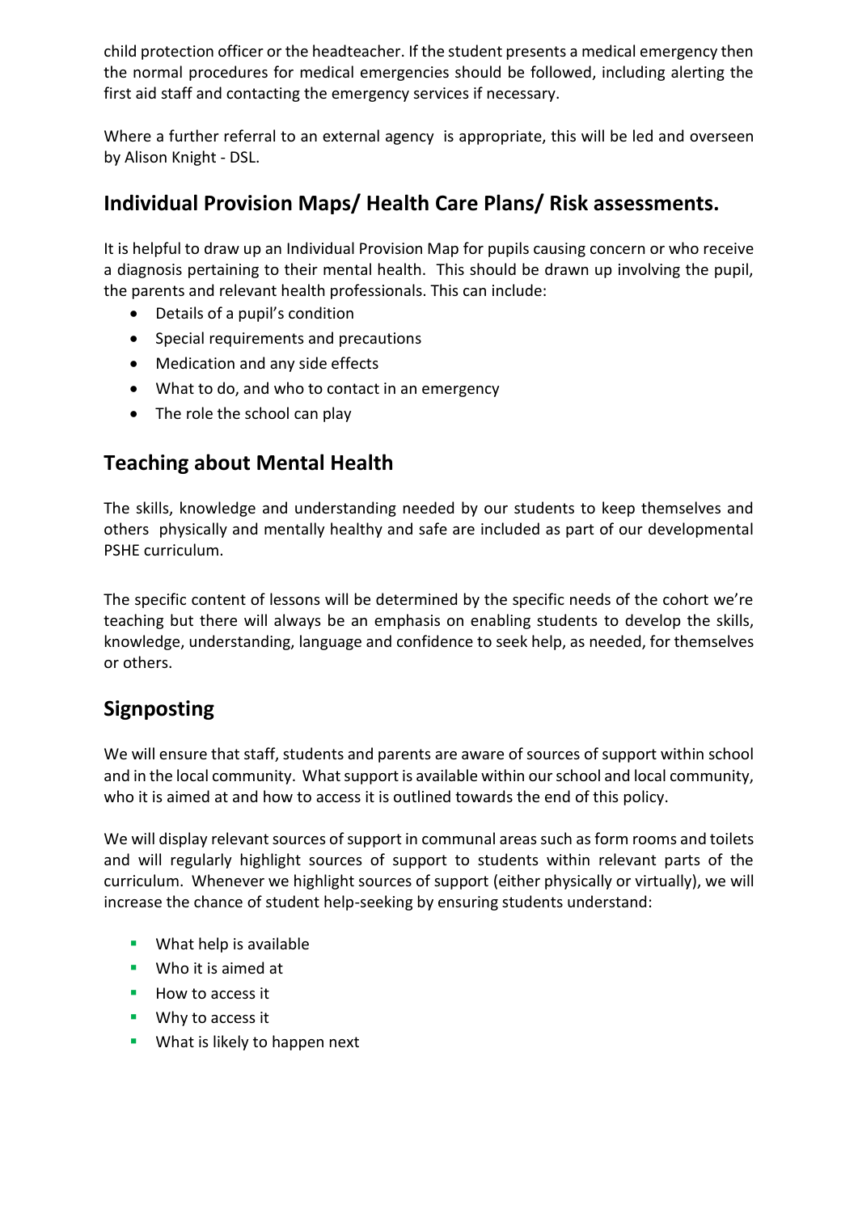child protection officer or the headteacher. If the student presents a medical emergency then the normal procedures for medical emergencies should be followed, including alerting the first aid staff and contacting the emergency services if necessary.

Where a further referral to an external agency is appropriate, this will be led and overseen by Alison Knight - DSL.

## Individual Provision Maps/ Health Care Plans/ Risk assessments.

It is helpful to draw up an Individual Provision Map for pupils causing concern or who receive a diagnosis pertaining to their mental health. This should be drawn up involving the pupil, the parents and relevant health professionals. This can include:

- Details of a pupil's condition
- Special requirements and precautions
- Medication and any side effects
- What to do, and who to contact in an emergency
- The role the school can play

## Teaching about Mental Health

The skills, knowledge and understanding needed by our students to keep themselves and others physically and mentally healthy and safe are included as part of our developmental PSHE curriculum.

The specific content of lessons will be determined by the specific needs of the cohort we're teaching but there will always be an emphasis on enabling students to develop the skills, knowledge, understanding, language and confidence to seek help, as needed, for themselves or others.

## Signposting

We will ensure that staff, students and parents are aware of sources of support within school and in the local community. What support is available within our school and local community, who it is aimed at and how to access it is outlined towards the end of this policy.

We will display relevant sources of support in communal areas such as form rooms and toilets and will regularly highlight sources of support to students within relevant parts of the curriculum. Whenever we highlight sources of support (either physically or virtually), we will increase the chance of student help-seeking by ensuring students understand:

- What help is available
- Who it is aimed at
- How to access it
- Why to access it
- What is likely to happen next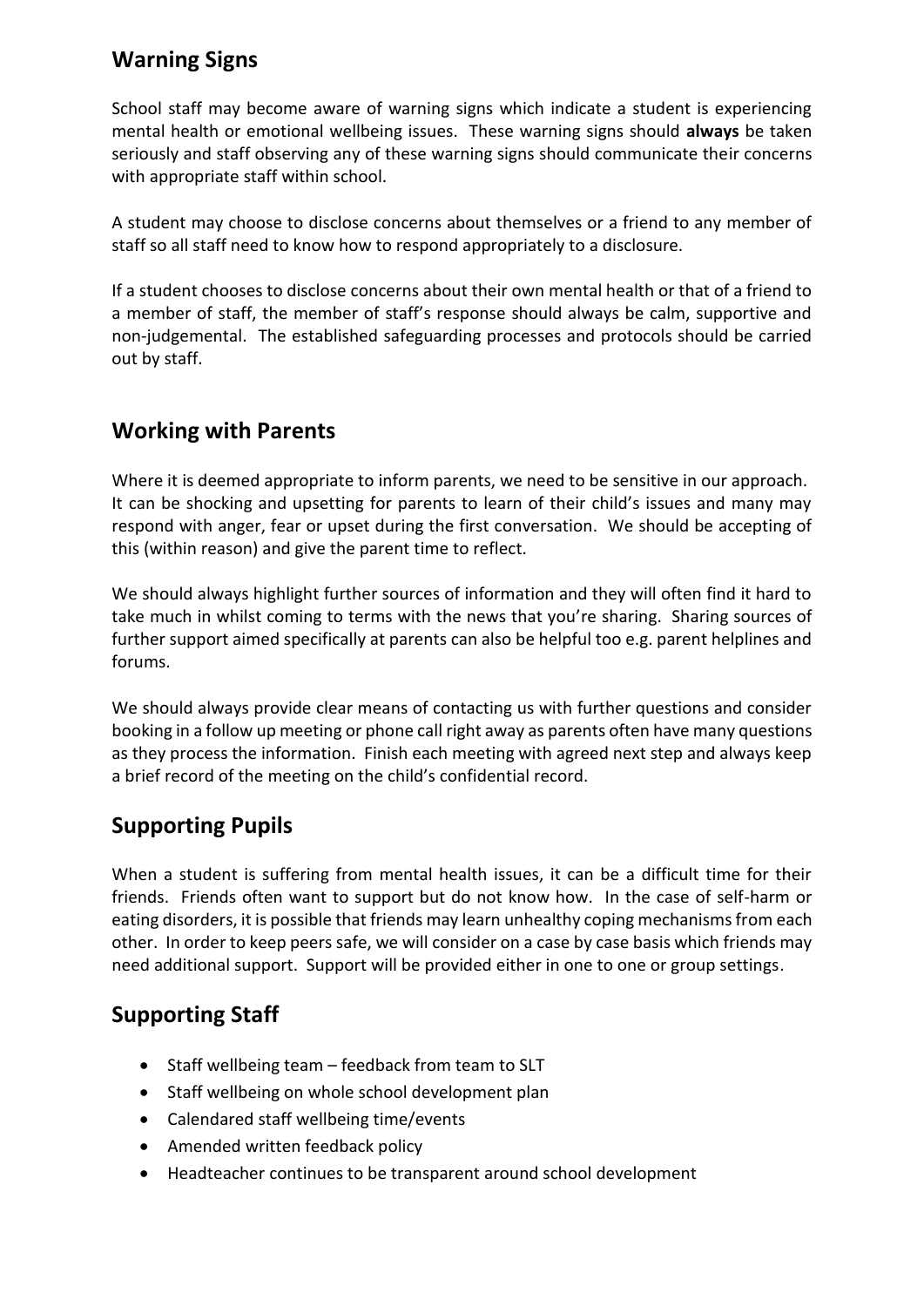## Warning Signs

School staff may become aware of warning signs which indicate a student is experiencing mental health or emotional wellbeing issues. These warning signs should **always** be taken seriously and staff observing any of these warning signs should communicate their concerns with appropriate staff within school.

A student may choose to disclose concerns about themselves or a friend to any member of staff so all staff need to know how to respond appropriately to a disclosure.

If a student chooses to disclose concerns about their own mental health or that of a friend to a member of staff, the member of staff's response should always be calm, supportive and non-judgemental. The established safeguarding processes and protocols should be carried out by staff.

## Working with Parents

Where it is deemed appropriate to inform parents, we need to be sensitive in our approach. It can be shocking and upsetting for parents to learn of their child's issues and many may respond with anger, fear or upset during the first conversation. We should be accepting of this (within reason) and give the parent time to reflect.

We should always highlight further sources of information and they will often find it hard to take much in whilst coming to terms with the news that you're sharing. Sharing sources of further support aimed specifically at parents can also be helpful too e.g. parent helplines and forums.

We should always provide clear means of contacting us with further questions and consider booking in a follow up meeting or phone call right away as parents often have many questions as they process the information. Finish each meeting with agreed next step and always keep a brief record of the meeting on the child's confidential record.

## Supporting Pupils

When a student is suffering from mental health issues, it can be a difficult time for their friends. Friends often want to support but do not know how. In the case of self-harm or eating disorders, it is possible that friends may learn unhealthy coping mechanisms from each other. In order to keep peers safe, we will consider on a case by case basis which friends may need additional support. Support will be provided either in one to one or group settings.

## Supporting Staff

- Staff wellbeing team – feedback from team to SLT
- Staff wellbeing on whole school development plan
- Calendared staff wellbeing time/events
- Amended written feedback policy
- Headteacher continues to be transparent around school development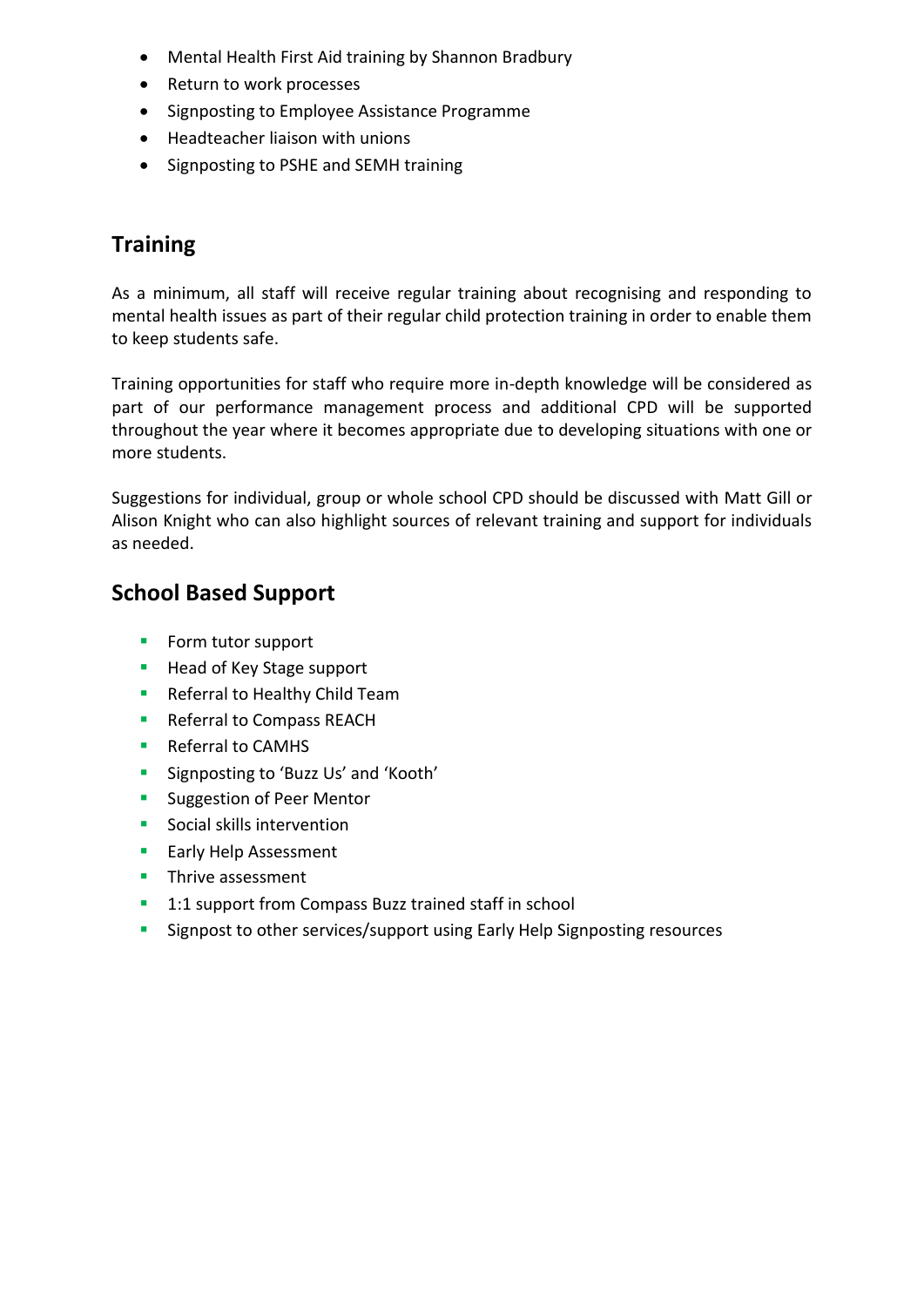- Mental Health First Aid training by Shannon Bradbury
- Return to work processes
- Signposting to Employee Assistance Programme
- Headteacher liaison with unions
- Signposting to PSHE and SEMH training

## Training

As a minimum, all staff will receive regular training about recognising and responding to mental health issues as part of their regular child protection training in order to enable them to keep students safe.

Training opportunities for staff who require more in-depth knowledge will be considered as part of our performance management process and additional CPD will be supported throughout the year where it becomes appropriate due to developing situations with one or more students.

Suggestions for individual, group or whole school CPD should be discussed with Matt Gill or Alison Knight who can also highlight sources of relevant training and support for individuals as needed.

## School Based Support

- Form tutor support
- Head of Key Stage support
- Referral to Healthy Child Team
- Referral to Compass REACH
- Referral to CAMHS
- Signposting to 'Buzz Us' and 'Kooth'
- Suggestion of Peer Mentor
- Social skills intervention
- Early Help Assessment
- Thrive assessment
- 1:1 support from Compass Buzz trained staff in school
- Signpost to other services/support using Early Help Signposting resources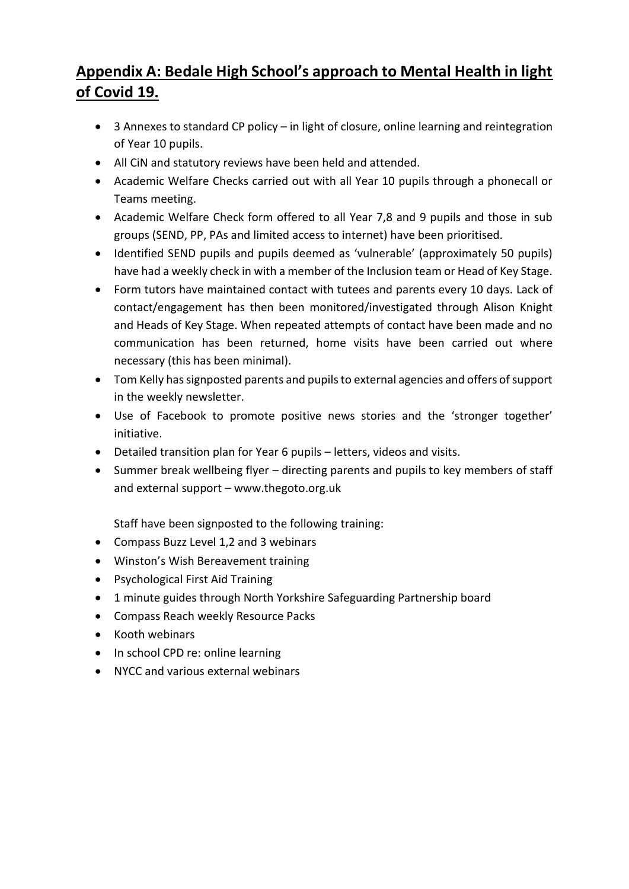## Appendix A: Bedale High School's approach to Mental Health in light of Covid 19.

- 3 Annexes to standard CP policy – in light of closure, online learning and reintegration of Year 10 pupils.
- All CiN and statutory reviews have been held and attended.
- Academic Welfare Checks carried out with all Year 10 pupils through a phonecall or Teams meeting.
- Academic Welfare Check form offered to all Year 7,8 and 9 pupils and those in sub groups (SEND, PP, PAs and limited access to internet) have been prioritised.
- Identified SEND pupils and pupils deemed as 'vulnerable' (approximately 50 pupils) have had a weekly check in with a member of the Inclusion team or Head of Key Stage.
- Form tutors have maintained contact with tutees and parents every 10 days. Lack of contact/engagement has then been monitored/investigated through Alison Knight and Heads of Key Stage. When repeated attempts of contact have been made and no communication has been returned, home visits have been carried out where necessary (this has been minimal).
- Tom Kelly has signposted parents and pupils to external agencies and offers of support in the weekly newsletter.
- Use of Facebook to promote positive news stories and the 'stronger together' initiative.
- Detailed transition plan for Year 6 pupils – letters, videos and visits.
- Summer break wellbeing flyer – directing parents and pupils to key members of staff and external support – www.thegoto.org.uk

Staff have been signposted to the following training:

- Compass Buzz Level 1,2 and 3 webinars
- Winston's Wish Bereavement training
- Psychological First Aid Training
- 1 minute guides through North Yorkshire Safeguarding Partnership board
- Compass Reach weekly Resource Packs
- Kooth webinars
- In school CPD re: online learning
- NYCC and various external webinars